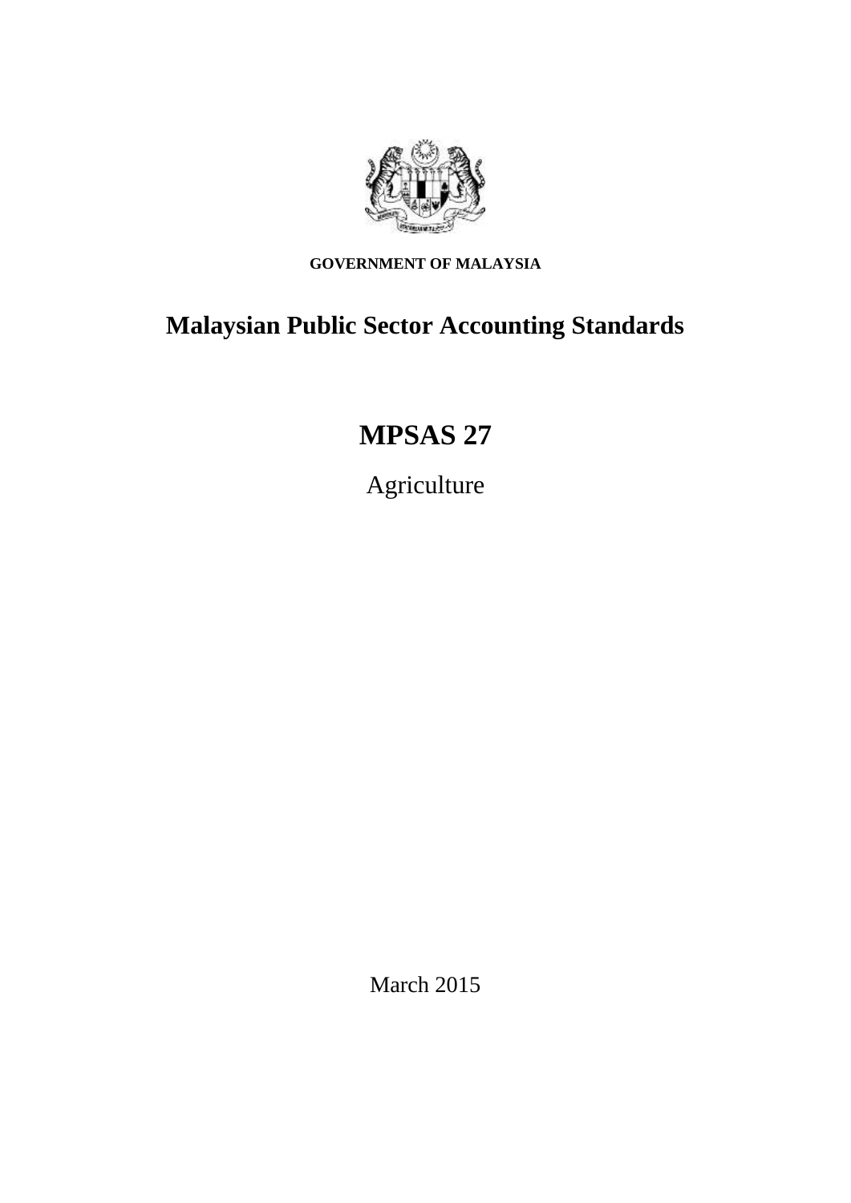**GOVERNMENT OF MALAYSIA**

# Malaysian Public Sector Accounting Standards

# MPSAS 27

Agriculture

March 2015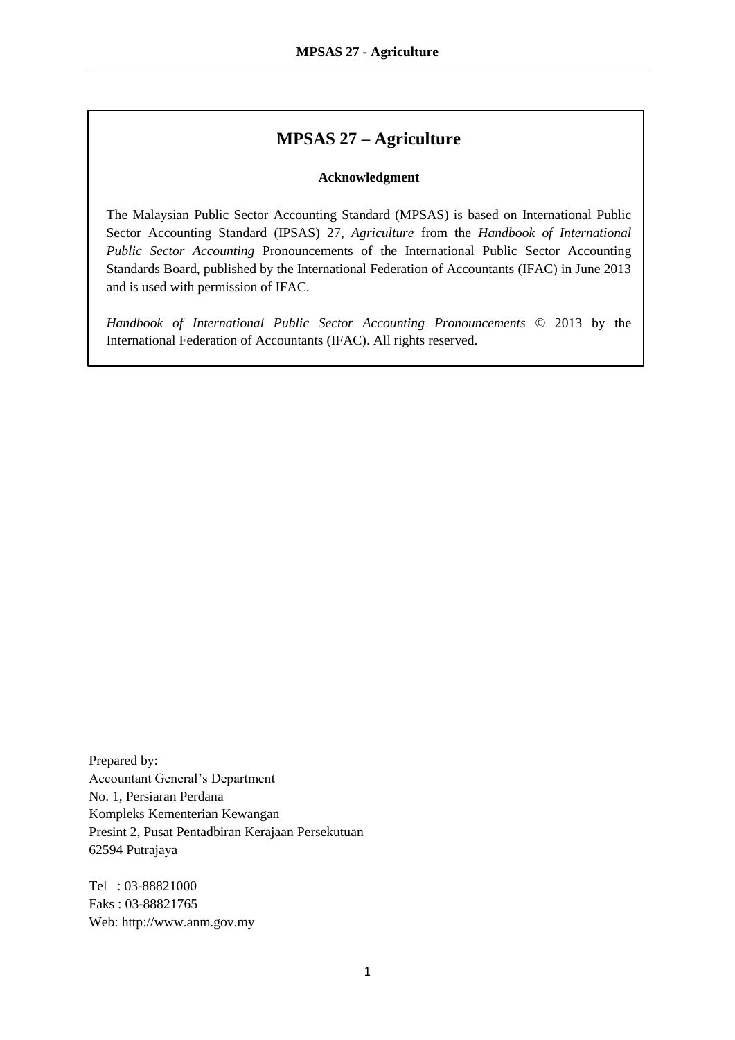# MPSAS 27 – Agriculture

**Acknowledgment**

The Malaysian Public Sector Accounting Standard (MPSAS) is based on International Public Sector Accounting Standard (IPSAS) 27, *Agriculture* from the *Handbook of International Public Sector Accounting* Pronouncements of the International Public Sector Accounting Standards Board, published by the International Federation of Accountants (IFAC) in June 2013 and is used with permission of IFAC.

*Handbook of International Public Sector Accounting Pronouncements* © 2013 by the International Federation of Accountants (IFAC). All rights reserved.

Prepared by:
Accountant General's Department
No. 1, Persiaran Perdana
Kompleks Kementerian Kewangan
Presint 2, Pusat Pentadbiran Kerajaan Persekutuan
62594 Putrajaya

Tel : 03-88821000
Faks : 03-88821765
Web: http://www.anm.gov.my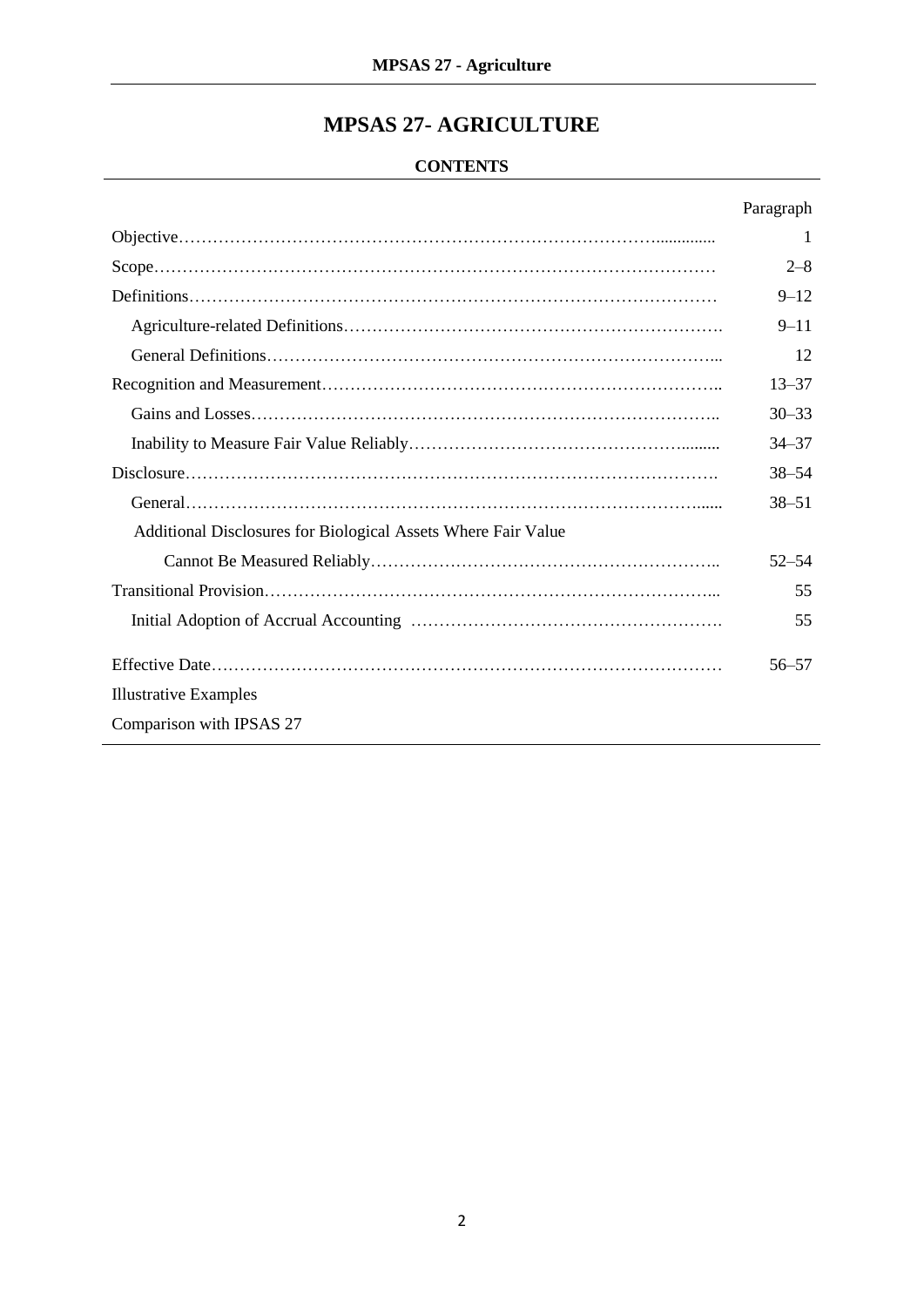# MPSAS 27- AGRICULTURE

**CONTENTS**

| | Paragraph |
|---|---|
| Objective | 1 |
| Scope | 2–8 |
| Definitions | 9–12 |
| Agriculture-related Definitions | 9–11 |
| General Definitions | 12 |
| Recognition and Measurement | 13–37 |
| Gains and Losses | 30–33 |
| Inability to Measure Fair Value Reliably | 34–37 |
| Disclosure | 38–54 |
| General | 38–51 |
| Additional Disclosures for Biological Assets Where Fair Value Cannot Be Measured Reliably | 52–54 |
| Transitional Provision | 55 |
| Initial Adoption of Accrual Accounting | 55 |
| Effective Date | 56–57 |
| Illustrative Examples | |
| Comparison with IPSAS 27 | |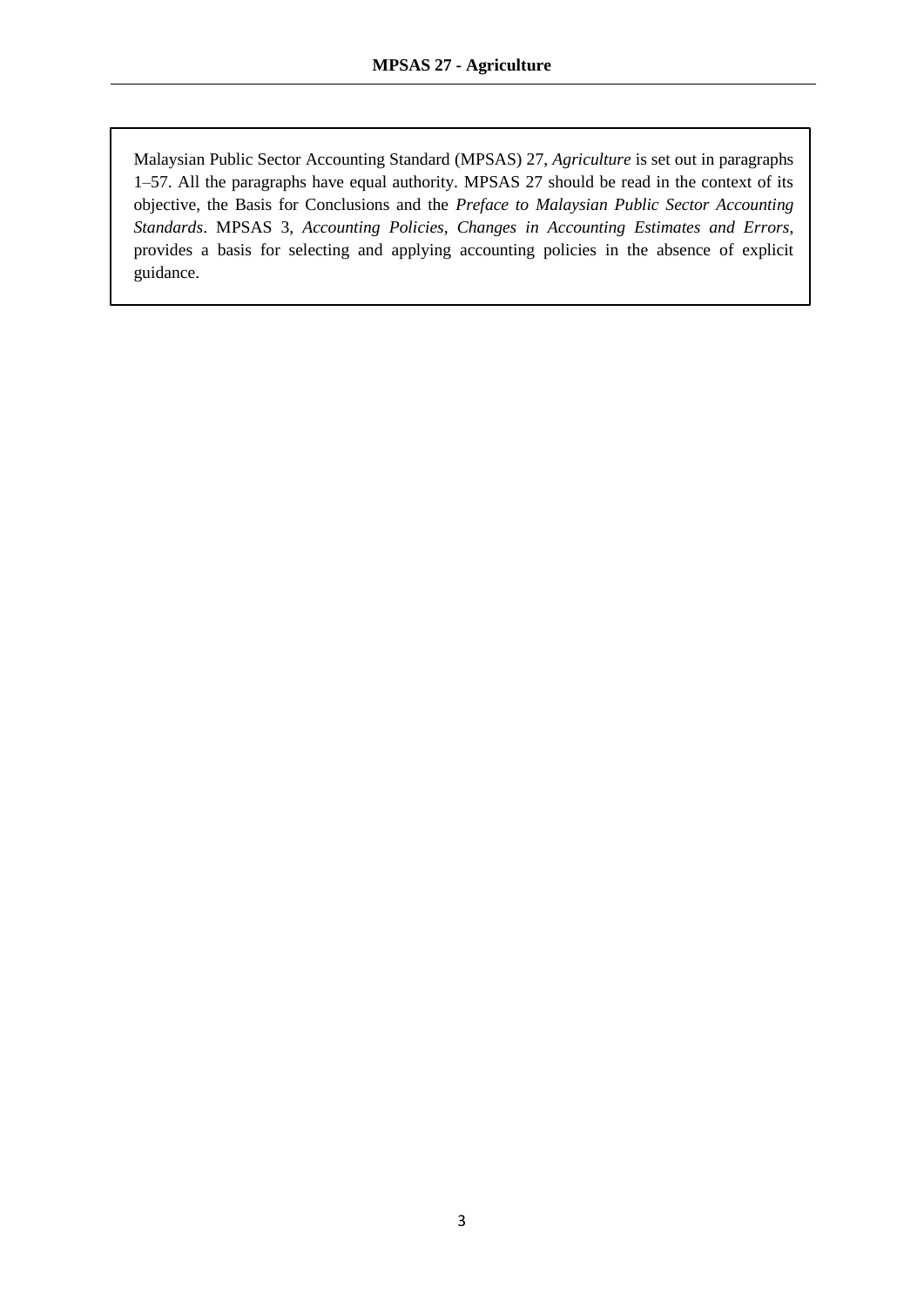Malaysian Public Sector Accounting Standard (MPSAS) 27, *Agriculture* is set out in paragraphs 1–57. All the paragraphs have equal authority. MPSAS 27 should be read in the context of its objective, the Basis for Conclusions and the *Preface to Malaysian Public Sector Accounting Standards*. MPSAS 3, *Accounting Policies, Changes in Accounting Estimates and Errors*, provides a basis for selecting and applying accounting policies in the absence of explicit guidance.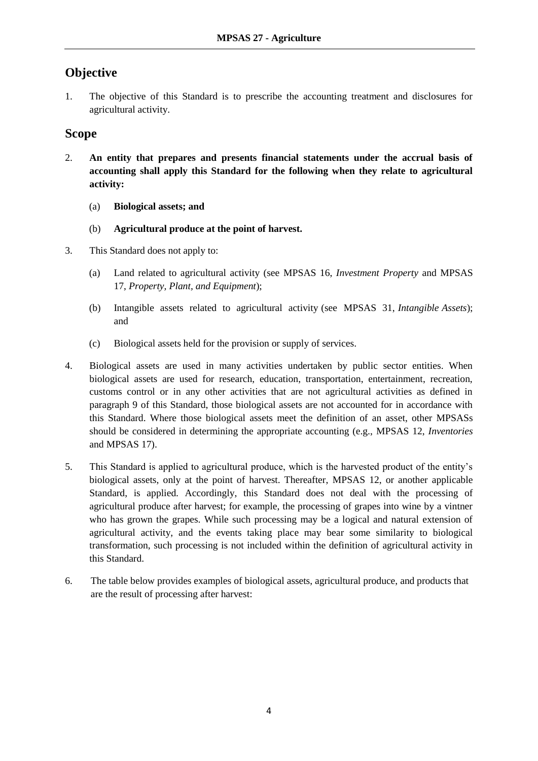## Objective

1. The objective of this Standard is to prescribe the accounting treatment and disclosures for agricultural activity.

## Scope

2. **An entity that prepares and presents financial statements under the accrual basis of accounting shall apply this Standard for the following when they relate to agricultural activity:**

   (a) **Biological assets; and**

   (b) **Agricultural produce at the point of harvest.**

3. This Standard does not apply to:

   (a) Land related to agricultural activity (see MPSAS 16, *Investment Property* and MPSAS 17, *Property, Plant, and Equipment*);

   (b) Intangible assets related to agricultural activity (see MPSAS 31, *Intangible Assets*); and

   (c) Biological assets held for the provision or supply of services.

4. Biological assets are used in many activities undertaken by public sector entities. When biological assets are used for research, education, transportation, entertainment, recreation, customs control or in any other activities that are not agricultural activities as defined in paragraph 9 of this Standard, those biological assets are not accounted for in accordance with this Standard. Where those biological assets meet the definition of an asset, other MPSASs should be considered in determining the appropriate accounting (e.g., MPSAS 12, *Inventories* and MPSAS 17).

5. This Standard is applied to agricultural produce, which is the harvested product of the entity's biological assets, only at the point of harvest. Thereafter, MPSAS 12, or another applicable Standard, is applied. Accordingly, this Standard does not deal with the processing of agricultural produce after harvest; for example, the processing of grapes into wine by a vintner who has grown the grapes. While such processing may be a logical and natural extension of agricultural activity, and the events taking place may bear some similarity to biological transformation, such processing is not included within the definition of agricultural activity in this Standard.

6. The table below provides examples of biological assets, agricultural produce, and products that are the result of processing after harvest: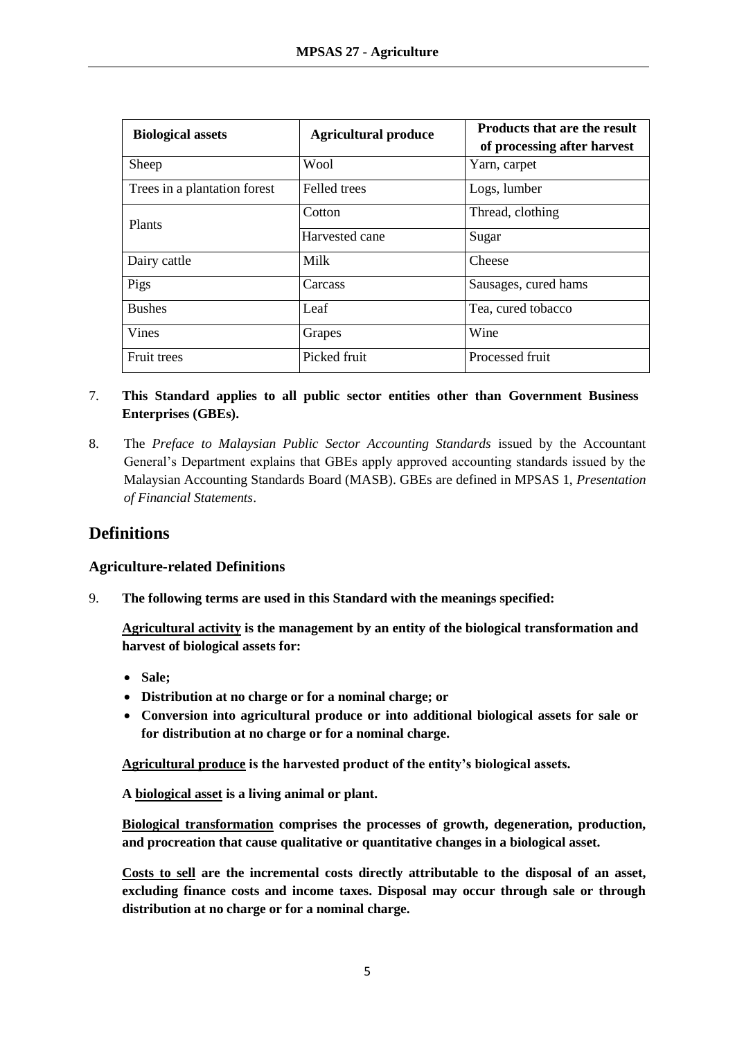| Biological assets | Agricultural produce | Products that are the result of processing after harvest |
| --- | --- | --- |
| Sheep | Wool | Yarn, carpet |
| Trees in a plantation forest | Felled trees | Logs, lumber |
| Plants | Cotton | Thread, clothing |
| | Harvested cane | Sugar |
| Dairy cattle | Milk | Cheese |
| Pigs | Carcass | Sausages, cured hams |
| Bushes | Leaf | Tea, cured tobacco |
| Vines | Grapes | Wine |
| Fruit trees | Picked fruit | Processed fruit |

7. **This Standard applies to all public sector entities other than Government Business Enterprises (GBEs).**

8. The *Preface to Malaysian Public Sector Accounting Standards* issued by the Accountant General's Department explains that GBEs apply approved accounting standards issued by the Malaysian Accounting Standards Board (MASB). GBEs are defined in MPSAS 1, *Presentation of Financial Statements*.

## Definitions

### Agriculture-related Definitions

9. **The following terms are used in this Standard with the meanings specified:**

   **Agricultural activity is the management by an entity of the biological transformation and harvest of biological assets for:**

   - **Sale;**
   - **Distribution at no charge or for a nominal charge; or**
   - **Conversion into agricultural produce or into additional biological assets for sale or for distribution at no charge or for a nominal charge.**

   **Agricultural produce is the harvested product of the entity's biological assets.**

   **A biological asset is a living animal or plant.**

   **Biological transformation comprises the processes of growth, degeneration, production, and procreation that cause qualitative or quantitative changes in a biological asset.**

   **Costs to sell are the incremental costs directly attributable to the disposal of an asset, excluding finance costs and income taxes. Disposal may occur through sale or through distribution at no charge or for a nominal charge.**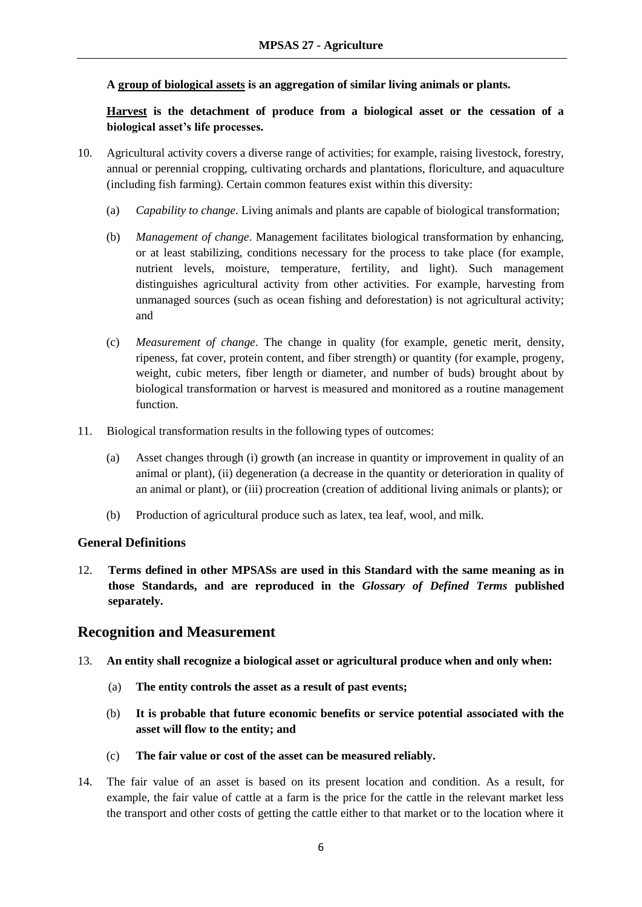**A <u>group of biological assets</u> is an aggregation of similar living animals or plants.**

**<u>Harvest</u> is the detachment of produce from a biological asset or the cessation of a biological asset's life processes.**

10. Agricultural activity covers a diverse range of activities; for example, raising livestock, forestry, annual or perennial cropping, cultivating orchards and plantations, floriculture, and aquaculture (including fish farming). Certain common features exist within this diversity:

    (a) *Capability to change*. Living animals and plants are capable of biological transformation;

    (b) *Management of change*. Management facilitates biological transformation by enhancing, or at least stabilizing, conditions necessary for the process to take place (for example, nutrient levels, moisture, temperature, fertility, and light). Such management distinguishes agricultural activity from other activities. For example, harvesting from unmanaged sources (such as ocean fishing and deforestation) is not agricultural activity; and

    (c) *Measurement of change*. The change in quality (for example, genetic merit, density, ripeness, fat cover, protein content, and fiber strength) or quantity (for example, progeny, weight, cubic meters, fiber length or diameter, and number of buds) brought about by biological transformation or harvest is measured and monitored as a routine management function.

11. Biological transformation results in the following types of outcomes:

    (a) Asset changes through (i) growth (an increase in quantity or improvement in quality of an animal or plant), (ii) degeneration (a decrease in the quantity or deterioration in quality of an animal or plant), or (iii) procreation (creation of additional living animals or plants); or

    (b) Production of agricultural produce such as latex, tea leaf, wool, and milk.

### General Definitions

12. **Terms defined in other MPSASs are used in this Standard with the same meaning as in those Standards, and are reproduced in the *Glossary of Defined Terms* published separately.**

## Recognition and Measurement

13. **An entity shall recognize a biological asset or agricultural produce when and only when:**

    (a) **The entity controls the asset as a result of past events;**

    (b) **It is probable that future economic benefits or service potential associated with the asset will flow to the entity; and**

    (c) **The fair value or cost of the asset can be measured reliably.**

14. The fair value of an asset is based on its present location and condition. As a result, for example, the fair value of cattle at a farm is the price for the cattle in the relevant market less the transport and other costs of getting the cattle either to that market or to the location where it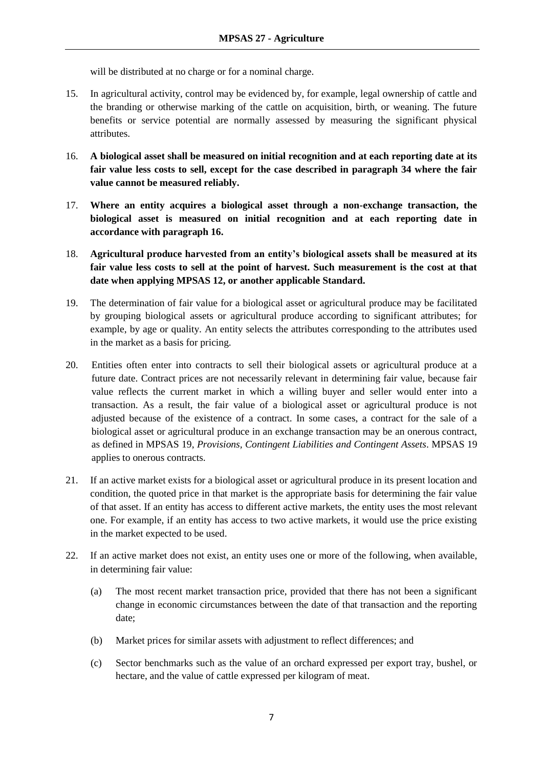will be distributed at no charge or for a nominal charge.

15. In agricultural activity, control may be evidenced by, for example, legal ownership of cattle and the branding or otherwise marking of the cattle on acquisition, birth, or weaning. The future benefits or service potential are normally assessed by measuring the significant physical attributes.

16. **A biological asset shall be measured on initial recognition and at each reporting date at its fair value less costs to sell, except for the case described in paragraph 34 where the fair value cannot be measured reliably.**

17. **Where an entity acquires a biological asset through a non-exchange transaction, the biological asset is measured on initial recognition and at each reporting date in accordance with paragraph 16.**

18. **Agricultural produce harvested from an entity's biological assets shall be measured at its fair value less costs to sell at the point of harvest. Such measurement is the cost at that date when applying MPSAS 12, or another applicable Standard.**

19. The determination of fair value for a biological asset or agricultural produce may be facilitated by grouping biological assets or agricultural produce according to significant attributes; for example, by age or quality. An entity selects the attributes corresponding to the attributes used in the market as a basis for pricing.

20. Entities often enter into contracts to sell their biological assets or agricultural produce at a future date. Contract prices are not necessarily relevant in determining fair value, because fair value reflects the current market in which a willing buyer and seller would enter into a transaction. As a result, the fair value of a biological asset or agricultural produce is not adjusted because of the existence of a contract. In some cases, a contract for the sale of a biological asset or agricultural produce in an exchange transaction may be an onerous contract, as defined in MPSAS 19, *Provisions, Contingent Liabilities and Contingent Assets*. MPSAS 19 applies to onerous contracts.

21. If an active market exists for a biological asset or agricultural produce in its present location and condition, the quoted price in that market is the appropriate basis for determining the fair value of that asset. If an entity has access to different active markets, the entity uses the most relevant one. For example, if an entity has access to two active markets, it would use the price existing in the market expected to be used.

22. If an active market does not exist, an entity uses one or more of the following, when available, in determining fair value:

    (a) The most recent market transaction price, provided that there has not been a significant change in economic circumstances between the date of that transaction and the reporting date;

    (b) Market prices for similar assets with adjustment to reflect differences; and

    (c) Sector benchmarks such as the value of an orchard expressed per export tray, bushel, or hectare, and the value of cattle expressed per kilogram of meat.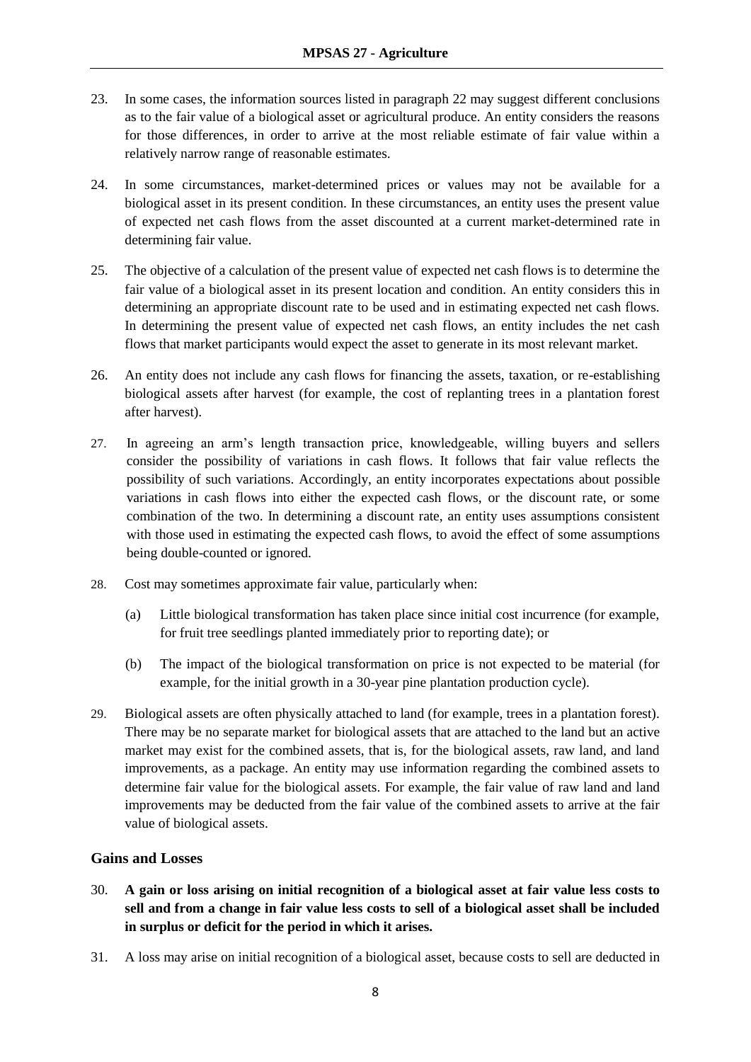23. In some cases, the information sources listed in paragraph 22 may suggest different conclusions as to the fair value of a biological asset or agricultural produce. An entity considers the reasons for those differences, in order to arrive at the most reliable estimate of fair value within a relatively narrow range of reasonable estimates.

24. In some circumstances, market-determined prices or values may not be available for a biological asset in its present condition. In these circumstances, an entity uses the present value of expected net cash flows from the asset discounted at a current market-determined rate in determining fair value.

25. The objective of a calculation of the present value of expected net cash flows is to determine the fair value of a biological asset in its present location and condition. An entity considers this in determining an appropriate discount rate to be used and in estimating expected net cash flows. In determining the present value of expected net cash flows, an entity includes the net cash flows that market participants would expect the asset to generate in its most relevant market.

26. An entity does not include any cash flows for financing the assets, taxation, or re-establishing biological assets after harvest (for example, the cost of replanting trees in a plantation forest after harvest).

27. In agreeing an arm's length transaction price, knowledgeable, willing buyers and sellers consider the possibility of variations in cash flows. It follows that fair value reflects the possibility of such variations. Accordingly, an entity incorporates expectations about possible variations in cash flows into either the expected cash flows, or the discount rate, or some combination of the two. In determining a discount rate, an entity uses assumptions consistent with those used in estimating the expected cash flows, to avoid the effect of some assumptions being double-counted or ignored.

28. Cost may sometimes approximate fair value, particularly when:

    (a) Little biological transformation has taken place since initial cost incurrence (for example, for fruit tree seedlings planted immediately prior to reporting date); or

    (b) The impact of the biological transformation on price is not expected to be material (for example, for the initial growth in a 30-year pine plantation production cycle).

29. Biological assets are often physically attached to land (for example, trees in a plantation forest). There may be no separate market for biological assets that are attached to the land but an active market may exist for the combined assets, that is, for the biological assets, raw land, and land improvements, as a package. An entity may use information regarding the combined assets to determine fair value for the biological assets. For example, the fair value of raw land and land improvements may be deducted from the fair value of the combined assets to arrive at the fair value of biological assets.

### Gains and Losses

30. **A gain or loss arising on initial recognition of a biological asset at fair value less costs to sell and from a change in fair value less costs to sell of a biological asset shall be included in surplus or deficit for the period in which it arises.**

31. A loss may arise on initial recognition of a biological asset, because costs to sell are deducted in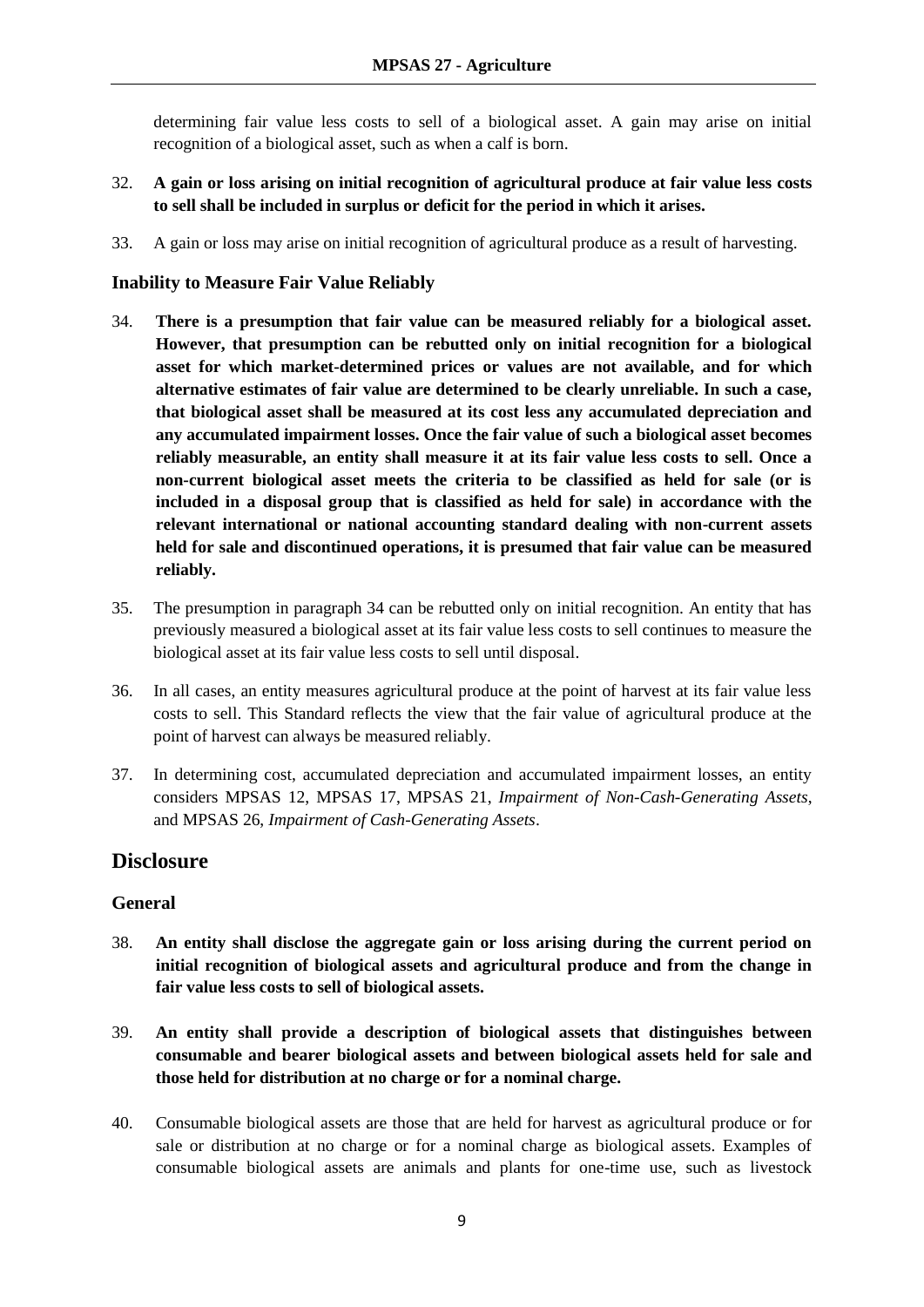determining fair value less costs to sell of a biological asset. A gain may arise on initial recognition of a biological asset, such as when a calf is born.

32. **A gain or loss arising on initial recognition of agricultural produce at fair value less costs to sell shall be included in surplus or deficit for the period in which it arises.**

33. A gain or loss may arise on initial recognition of agricultural produce as a result of harvesting.

### Inability to Measure Fair Value Reliably

34. **There is a presumption that fair value can be measured reliably for a biological asset. However, that presumption can be rebutted only on initial recognition for a biological asset for which market-determined prices or values are not available, and for which alternative estimates of fair value are determined to be clearly unreliable. In such a case, that biological asset shall be measured at its cost less any accumulated depreciation and any accumulated impairment losses. Once the fair value of such a biological asset becomes reliably measurable, an entity shall measure it at its fair value less costs to sell. Once a non-current biological asset meets the criteria to be classified as held for sale (or is included in a disposal group that is classified as held for sale) in accordance with the relevant international or national accounting standard dealing with non-current assets held for sale and discontinued operations, it is presumed that fair value can be measured reliably.**

35. The presumption in paragraph 34 can be rebutted only on initial recognition. An entity that has previously measured a biological asset at its fair value less costs to sell continues to measure the biological asset at its fair value less costs to sell until disposal.

36. In all cases, an entity measures agricultural produce at the point of harvest at its fair value less costs to sell. This Standard reflects the view that the fair value of agricultural produce at the point of harvest can always be measured reliably.

37. In determining cost, accumulated depreciation and accumulated impairment losses, an entity considers MPSAS 12, MPSAS 17, MPSAS 21, *Impairment of Non-Cash-Generating Assets*, and MPSAS 26, *Impairment of Cash-Generating Assets*.

## Disclosure

### General

38. **An entity shall disclose the aggregate gain or loss arising during the current period on initial recognition of biological assets and agricultural produce and from the change in fair value less costs to sell of biological assets.**

39. **An entity shall provide a description of biological assets that distinguishes between consumable and bearer biological assets and between biological assets held for sale and those held for distribution at no charge or for a nominal charge.**

40. Consumable biological assets are those that are held for harvest as agricultural produce or for sale or distribution at no charge or for a nominal charge as biological assets. Examples of consumable biological assets are animals and plants for one-time use, such as livestock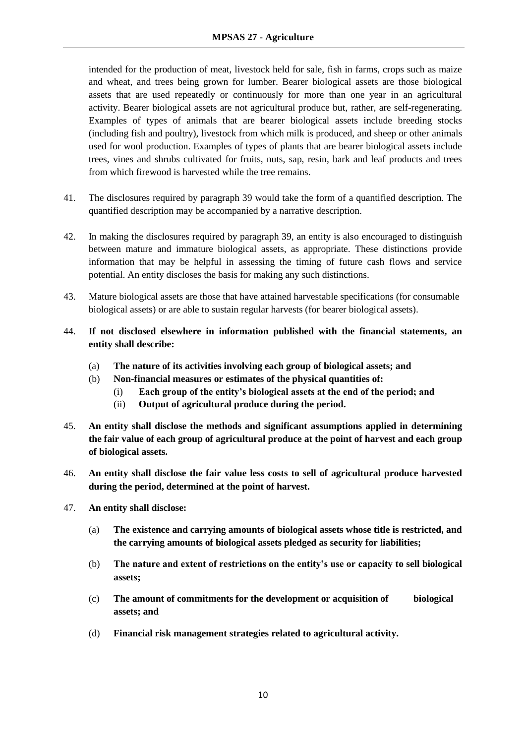intended for the production of meat, livestock held for sale, fish in farms, crops such as maize and wheat, and trees being grown for lumber. Bearer biological assets are those biological assets that are used repeatedly or continuously for more than one year in an agricultural activity. Bearer biological assets are not agricultural produce but, rather, are self-regenerating. Examples of types of animals that are bearer biological assets include breeding stocks (including fish and poultry), livestock from which milk is produced, and sheep or other animals used for wool production. Examples of types of plants that are bearer biological assets include trees, vines and shrubs cultivated for fruits, nuts, sap, resin, bark and leaf products and trees from which firewood is harvested while the tree remains.

41. The disclosures required by paragraph 39 would take the form of a quantified description. The quantified description may be accompanied by a narrative description.

42. In making the disclosures required by paragraph 39, an entity is also encouraged to distinguish between mature and immature biological assets, as appropriate. These distinctions provide information that may be helpful in assessing the timing of future cash flows and service potential. An entity discloses the basis for making any such distinctions.

43. Mature biological assets are those that have attained harvestable specifications (for consumable biological assets) or are able to sustain regular harvests (for bearer biological assets).

44. **If not disclosed elsewhere in information published with the financial statements, an entity shall describe:**

    (a) **The nature of its activities involving each group of biological assets; and**

    (b) **Non-financial measures or estimates of the physical quantities of:**

        (i) **Each group of the entity's biological assets at the end of the period; and**

        (ii) **Output of agricultural produce during the period.**

45. **An entity shall disclose the methods and significant assumptions applied in determining the fair value of each group of agricultural produce at the point of harvest and each group of biological assets.**

46. **An entity shall disclose the fair value less costs to sell of agricultural produce harvested during the period, determined at the point of harvest.**

47. **An entity shall disclose:**

    (a) **The existence and carrying amounts of biological assets whose title is restricted, and the carrying amounts of biological assets pledged as security for liabilities;**

    (b) **The nature and extent of restrictions on the entity's use or capacity to sell biological assets;**

    (c) **The amount of commitments for the development or acquisition of biological assets; and**

    (d) **Financial risk management strategies related to agricultural activity.**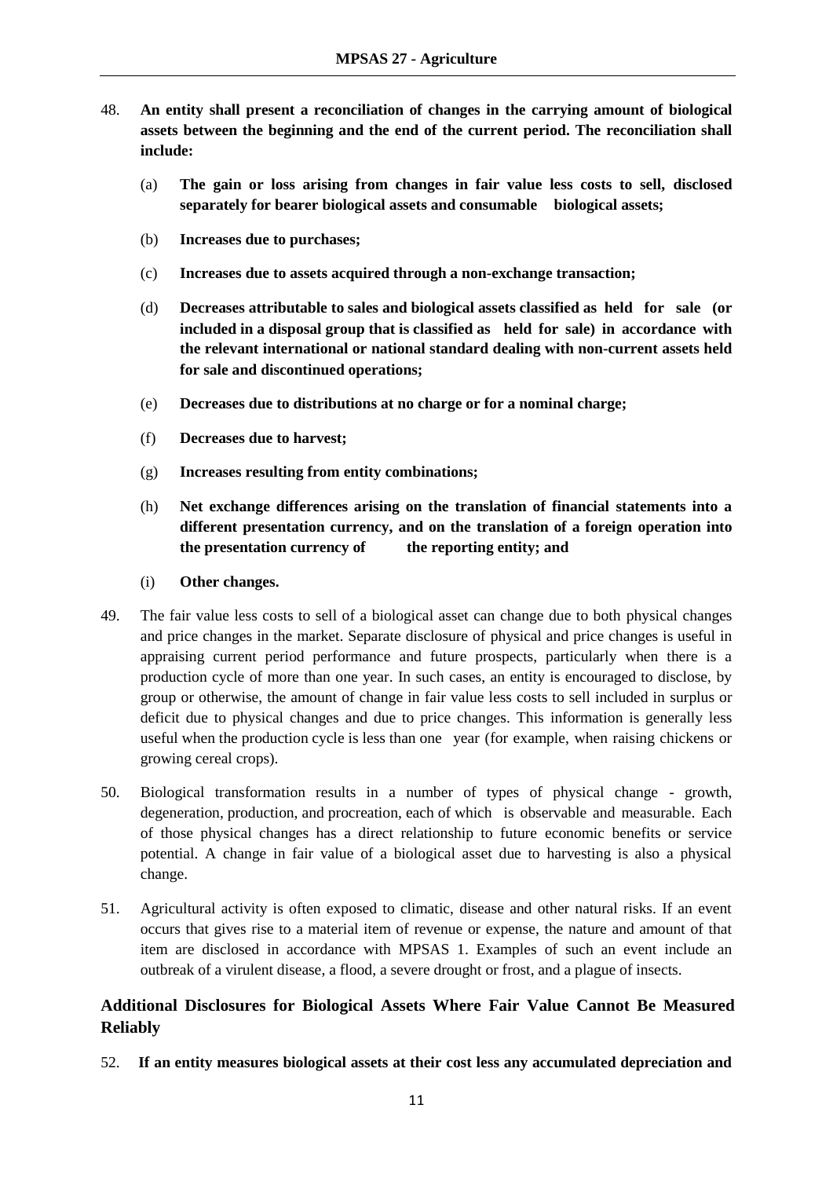48. **An entity shall present a reconciliation of changes in the carrying amount of biological assets between the beginning and the end of the current period. The reconciliation shall include:**

    (a) **The gain or loss arising from changes in fair value less costs to sell, disclosed separately for bearer biological assets and consumable biological assets;**

    (b) **Increases due to purchases;**

    (c) **Increases due to assets acquired through a non-exchange transaction;**

    (d) **Decreases attributable to sales and biological assets classified as held for sale (or included in a disposal group that is classified as held for sale) in accordance with the relevant international or national standard dealing with non-current assets held for sale and discontinued operations;**

    (e) **Decreases due to distributions at no charge or for a nominal charge;**

    (f) **Decreases due to harvest;**

    (g) **Increases resulting from entity combinations;**

    (h) **Net exchange differences arising on the translation of financial statements into a different presentation currency, and on the translation of a foreign operation into the presentation currency of the reporting entity; and**

    (i) **Other changes.**

49. The fair value less costs to sell of a biological asset can change due to both physical changes and price changes in the market. Separate disclosure of physical and price changes is useful in appraising current period performance and future prospects, particularly when there is a production cycle of more than one year. In such cases, an entity is encouraged to disclose, by group or otherwise, the amount of change in fair value less costs to sell included in surplus or deficit due to physical changes and due to price changes. This information is generally less useful when the production cycle is less than one year (for example, when raising chickens or growing cereal crops).

50. Biological transformation results in a number of types of physical change - growth, degeneration, production, and procreation, each of which is observable and measurable. Each of those physical changes has a direct relationship to future economic benefits or service potential. A change in fair value of a biological asset due to harvesting is also a physical change.

51. Agricultural activity is often exposed to climatic, disease and other natural risks. If an event occurs that gives rise to a material item of revenue or expense, the nature and amount of that item are disclosed in accordance with MPSAS 1. Examples of such an event include an outbreak of a virulent disease, a flood, a severe drought or frost, and a plague of insects.

## Additional Disclosures for Biological Assets Where Fair Value Cannot Be Measured Reliably

52. **If an entity measures biological assets at their cost less any accumulated depreciation and**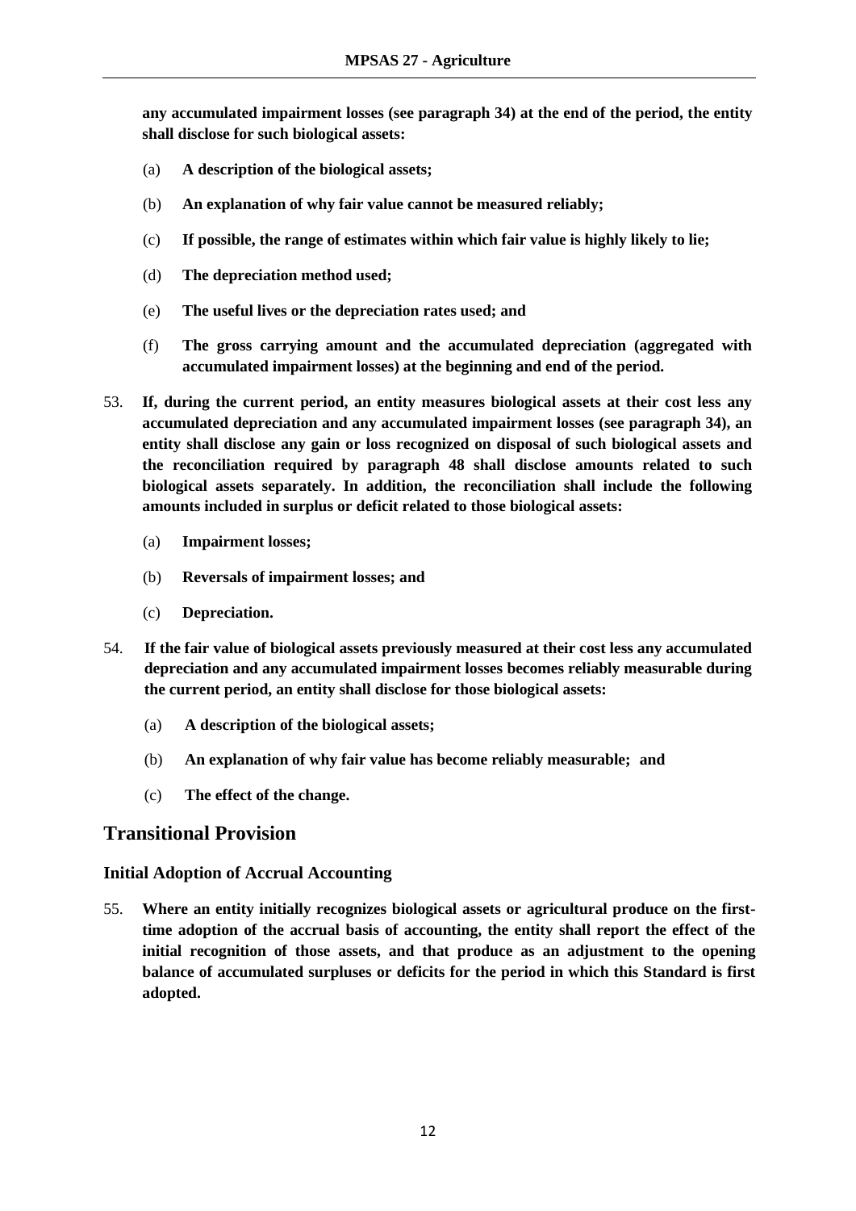**any accumulated impairment losses (see paragraph 34) at the end of the period, the entity shall disclose for such biological assets:**

(a) **A description of the biological assets;**

(b) **An explanation of why fair value cannot be measured reliably;**

(c) **If possible, the range of estimates within which fair value is highly likely to lie;**

(d) **The depreciation method used;**

(e) **The useful lives or the depreciation rates used; and**

(f) **The gross carrying amount and the accumulated depreciation (aggregated with accumulated impairment losses) at the beginning and end of the period.**

53. **If, during the current period, an entity measures biological assets at their cost less any accumulated depreciation and any accumulated impairment losses (see paragraph 34), an entity shall disclose any gain or loss recognized on disposal of such biological assets and the reconciliation required by paragraph 48 shall disclose amounts related to such biological assets separately. In addition, the reconciliation shall include the following amounts included in surplus or deficit related to those biological assets:**

(a) **Impairment losses;**

(b) **Reversals of impairment losses; and**

(c) **Depreciation.**

54. **If the fair value of biological assets previously measured at their cost less any accumulated depreciation and any accumulated impairment losses becomes reliably measurable during the current period, an entity shall disclose for those biological assets:**

(a) **A description of the biological assets;**

(b) **An explanation of why fair value has become reliably measurable; and**

(c) **The effect of the change.**

## Transitional Provision

### Initial Adoption of Accrual Accounting

55. **Where an entity initially recognizes biological assets or agricultural produce on the first-time adoption of the accrual basis of accounting, the entity shall report the effect of the initial recognition of those assets, and that produce as an adjustment to the opening balance of accumulated surpluses or deficits for the period in which this Standard is first adopted.**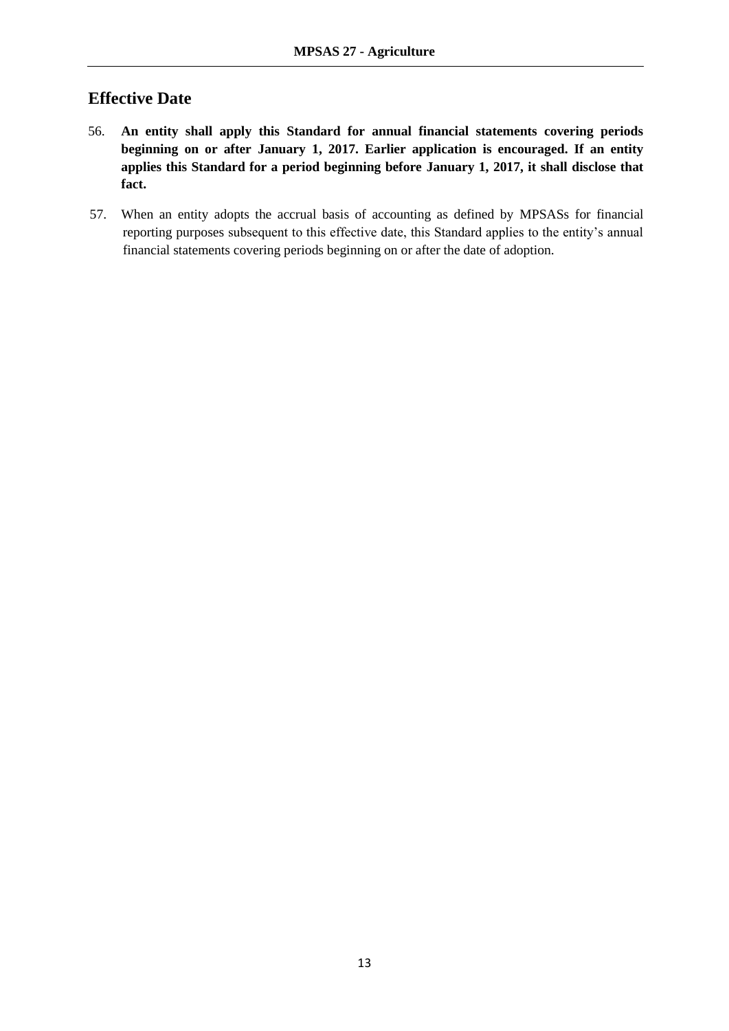## Effective Date

56. **An entity shall apply this Standard for annual financial statements covering periods beginning on or after January 1, 2017. Earlier application is encouraged. If an entity applies this Standard for a period beginning before January 1, 2017, it shall disclose that fact.**

57. When an entity adopts the accrual basis of accounting as defined by MPSASs for financial reporting purposes subsequent to this effective date, this Standard applies to the entity's annual financial statements covering periods beginning on or after the date of adoption.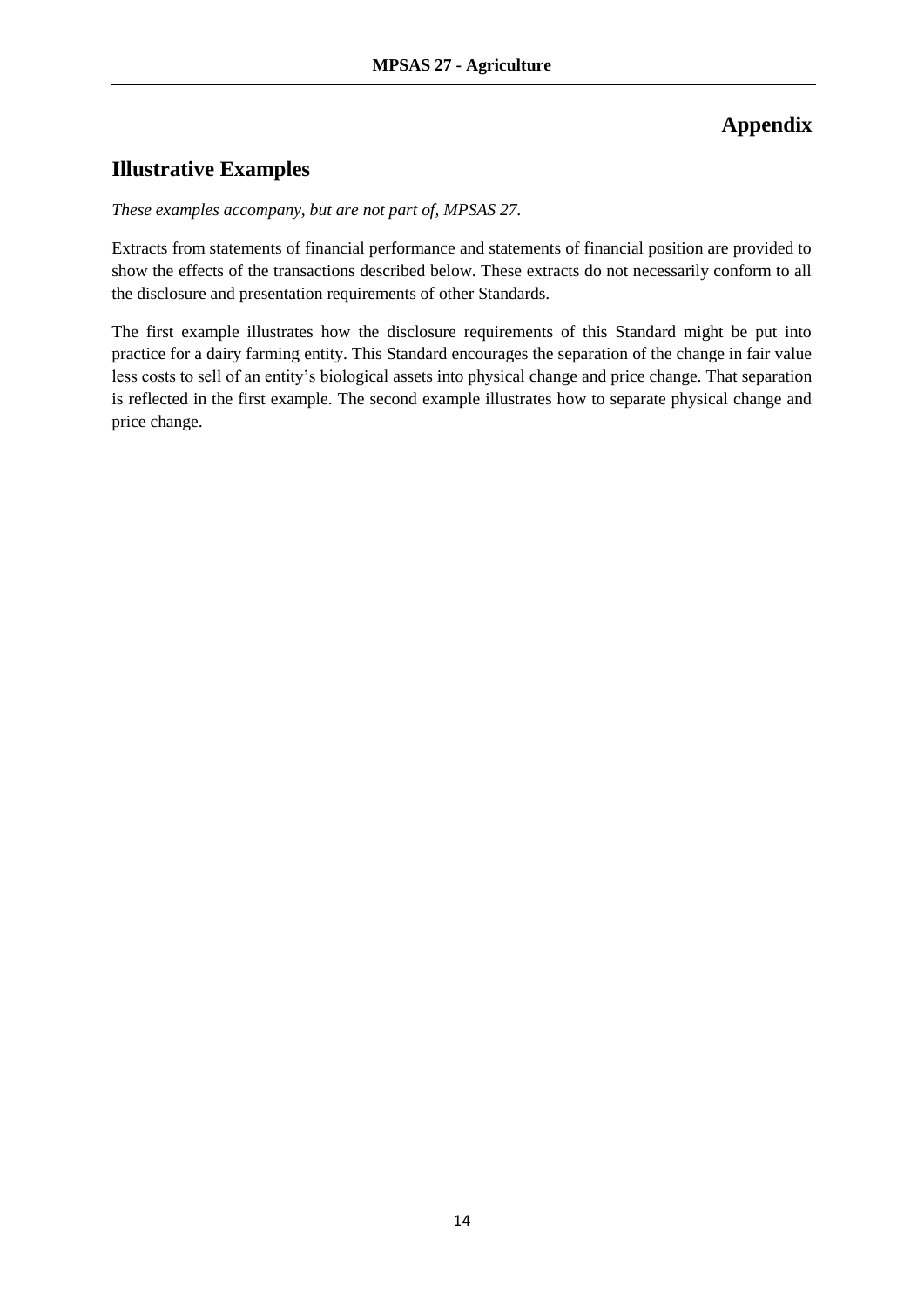# Appendix

## Illustrative Examples

*These examples accompany, but are not part of, MPSAS 27.*

Extracts from statements of financial performance and statements of financial position are provided to show the effects of the transactions described below. These extracts do not necessarily conform to all the disclosure and presentation requirements of other Standards.

The first example illustrates how the disclosure requirements of this Standard might be put into practice for a dairy farming entity. This Standard encourages the separation of the change in fair value less costs to sell of an entity's biological assets into physical change and price change. That separation is reflected in the first example. The second example illustrates how to separate physical change and price change.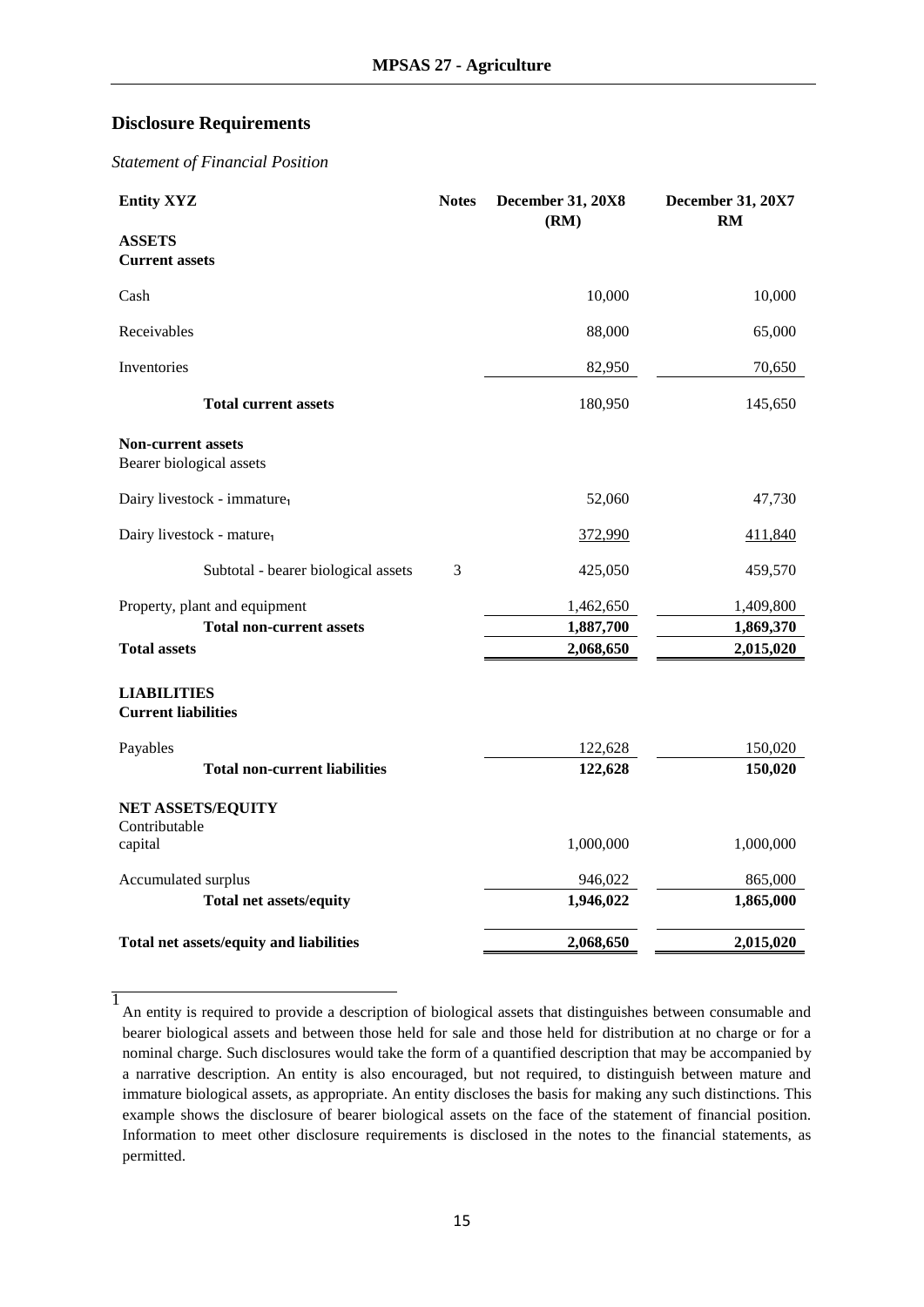## Disclosure Requirements

*Statement of Financial Position*

| Entity XYZ | Notes | December 31, 20X8 (RM) | December 31, 20X7 RM |
|---|---|---|---|
| **ASSETS** | | | |
| **Current assets** | | | |
| Cash | | 10,000 | 10,000 |
| Receivables | | 88,000 | 65,000 |
| Inventories | | 82,950 | 70,650 |
| **Total current assets** | | 180,950 | 145,650 |
| **Non-current assets** | | | |
| Bearer biological assets | | | |
| Dairy livestock - immature[1] | | 52,060 | 47,730 |
| Dairy livestock - mature[1] | | 372,990 | 411,840 |
| Subtotal - bearer biological assets | 3 | 425,050 | 459,570 |
| Property, plant and equipment | | 1,462,650 | 1,409,800 |
| **Total non-current assets** | | **1,887,700** | **1,869,370** |
| **Total assets** | | **2,068,650** | **2,015,020** |
| **LIABILITIES** | | | |
| **Current liabilities** | | | |
| Payables | | 122,628 | 150,020 |
| **Total non-current liabilities** | | **122,628** | **150,020** |
| **NET ASSETS/EQUITY** | | | |
| Contributable capital | | 1,000,000 | 1,000,000 |
| Accumulated surplus | | 946,022 | 865,000 |
| **Total net assets/equity** | | **1,946,022** | **1,865,000** |
| **Total net assets/equity and liabilities** | | **2,068,650** | **2,015,020** |

[1] An entity is required to provide a description of biological assets that distinguishes between consumable and bearer biological assets and between those held for sale and those held for distribution at no charge or for a nominal charge. Such disclosures would take the form of a quantified description that may be accompanied by a narrative description. An entity is also encouraged, but not required, to distinguish between mature and immature biological assets, as appropriate. An entity discloses the basis for making any such distinctions. This example shows the disclosure of bearer biological assets on the face of the statement of financial position. Information to meet other disclosure requirements is disclosed in the notes to the financial statements, as permitted.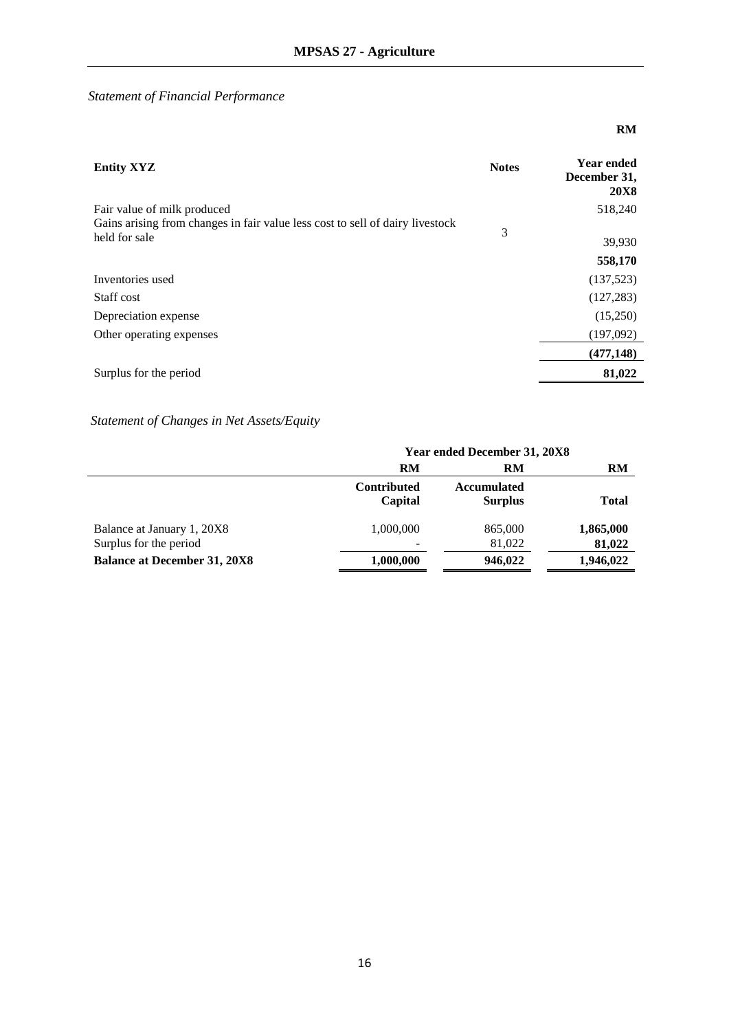*Statement of Financial Performance*

| Entity XYZ | Notes | RM<br>Year ended December 31, 20X8 |
|---|---|---|
| Fair value of milk produced | | 518,240 |
| Gains arising from changes in fair value less cost to sell of dairy livestock held for sale | 3 | 39,930 |
| | | **558,170** |
| Inventories used | | (137,523) |
| Staff cost | | (127,283) |
| Depreciation expense | | (15,250) |
| Other operating expenses | | (197,092) |
| | | **(477,148)** |
| Surplus for the period | | **81,022** |

*Statement of Changes in Net Assets/Equity*

| | Year ended December 31, 20X8 | | |
|---|---|---|---|
| | RM | RM | RM |
| | **Contributed Capital** | **Accumulated Surplus** | **Total** |
| Balance at January 1, 20X8 | 1,000,000 | 865,000 | **1,865,000** |
| Surplus for the period | - | 81,022 | **81,022** |
| **Balance at December 31, 20X8** | **1,000,000** | **946,022** | **1,946,022** |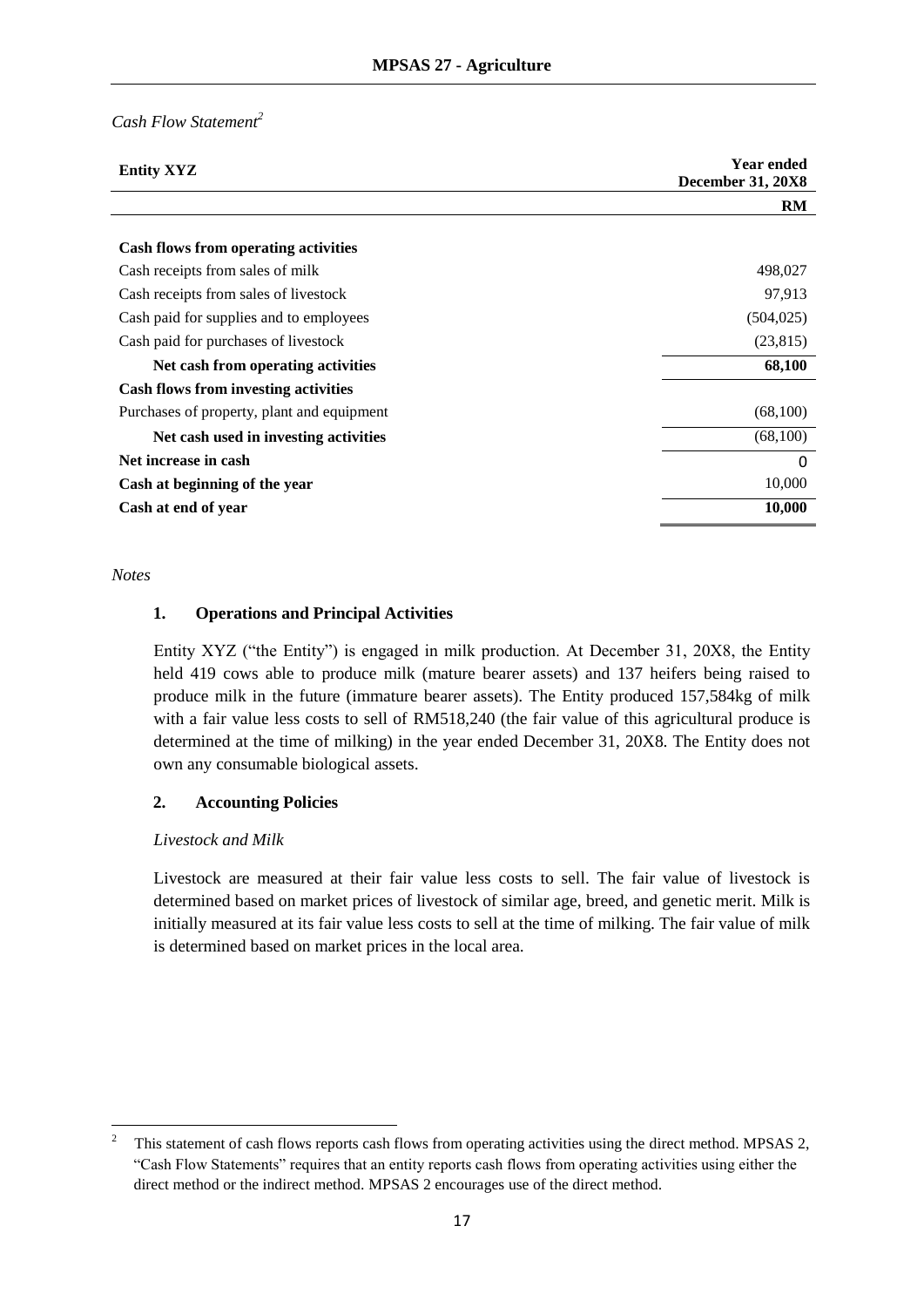*Cash Flow Statement*[2]

| Entity XYZ | Year ended December 31, 20X8 |
|---|---|
| | RM |
| **Cash flows from operating activities** | |
| Cash receipts from sales of milk | 498,027 |
| Cash receipts from sales of livestock | 97,913 |
| Cash paid for supplies and to employees | (504,025) |
| Cash paid for purchases of livestock | (23,815) |
| **Net cash from operating activities** | **68,100** |
| **Cash flows from investing activities** | |
| Purchases of property, plant and equipment | (68,100) |
| **Net cash used in investing activities** | (68,100) |
| **Net increase in cash** | 0 |
| **Cash at beginning of the year** | 10,000 |
| **Cash at end of year** | **10,000** |

*Notes*

### 1. Operations and Principal Activities

Entity XYZ ("the Entity") is engaged in milk production. At December 31, 20X8, the Entity held 419 cows able to produce milk (mature bearer assets) and 137 heifers being raised to produce milk in the future (immature bearer assets). The Entity produced 157,584kg of milk with a fair value less costs to sell of RM518,240 (the fair value of this agricultural produce is determined at the time of milking) in the year ended December 31, 20X8. The Entity does not own any consumable biological assets.

### 2. Accounting Policies

*Livestock and Milk*

Livestock are measured at their fair value less costs to sell. The fair value of livestock is determined based on market prices of livestock of similar age, breed, and genetic merit. Milk is initially measured at its fair value less costs to sell at the time of milking. The fair value of milk is determined based on market prices in the local area.

---

[2] This statement of cash flows reports cash flows from operating activities using the direct method. MPSAS 2, "Cash Flow Statements" requires that an entity reports cash flows from operating activities using either the direct method or the indirect method. MPSAS 2 encourages use of the direct method.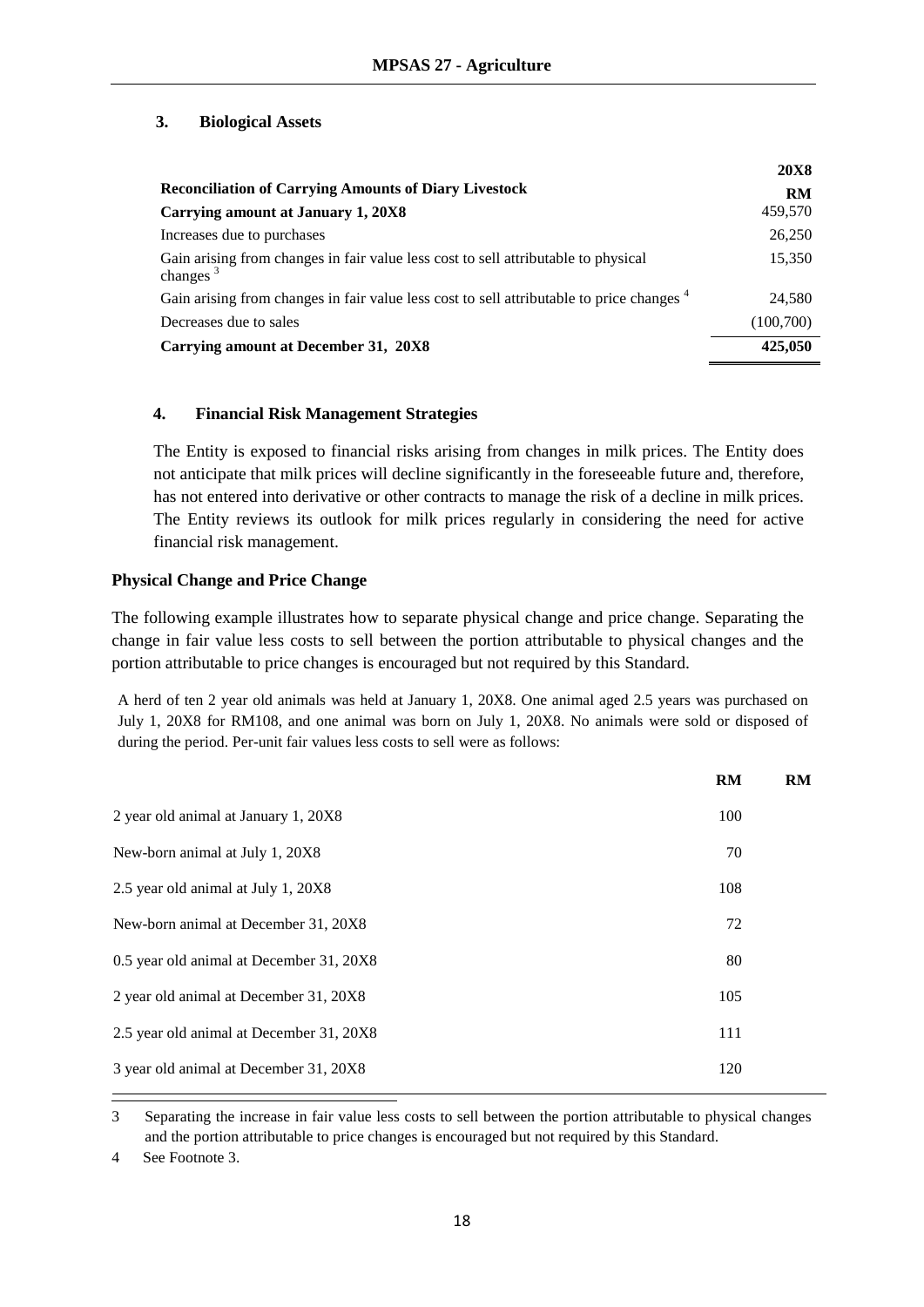### 3. Biological Assets

| Reconciliation of Carrying Amounts of Diary Livestock | 20X8 RM |
|---|---|
| **Carrying amount at January 1, 20X8** | 459,570 |
| Increases due to purchases | 26,250 |
| Gain arising from changes in fair value less cost to sell attributable to physical changes [3] | 15,350 |
| Gain arising from changes in fair value less cost to sell attributable to price changes [4] | 24,580 |
| Decreases due to sales | (100,700) |
| **Carrying amount at December 31, 20X8** | **425,050** |

### 4. Financial Risk Management Strategies

The Entity is exposed to financial risks arising from changes in milk prices. The Entity does not anticipate that milk prices will decline significantly in the foreseeable future and, therefore, has not entered into derivative or other contracts to manage the risk of a decline in milk prices. The Entity reviews its outlook for milk prices regularly in considering the need for active financial risk management.

**Physical Change and Price Change**

The following example illustrates how to separate physical change and price change. Separating the change in fair value less costs to sell between the portion attributable to physical changes and the portion attributable to price changes is encouraged but not required by this Standard.

A herd of ten 2 year old animals was held at January 1, 20X8. One animal aged 2.5 years was purchased on July 1, 20X8 for RM108, and one animal was born on July 1, 20X8. No animals were sold or disposed of during the period. Per-unit fair values less costs to sell were as follows:

| | RM | RM |
|---|---|---|
| 2 year old animal at January 1, 20X8 | 100 | |
| New-born animal at July 1, 20X8 | 70 | |
| 2.5 year old animal at July 1, 20X8 | 108 | |
| New-born animal at December 31, 20X8 | 72 | |
| 0.5 year old animal at December 31, 20X8 | 80 | |
| 2 year old animal at December 31, 20X8 | 105 | |
| 2.5 year old animal at December 31, 20X8 | 111 | |
| 3 year old animal at December 31, 20X8 | 120 | |

---

3 Separating the increase in fair value less costs to sell between the portion attributable to physical changes and the portion attributable to price changes is encouraged but not required by this Standard.

4 See Footnote 3.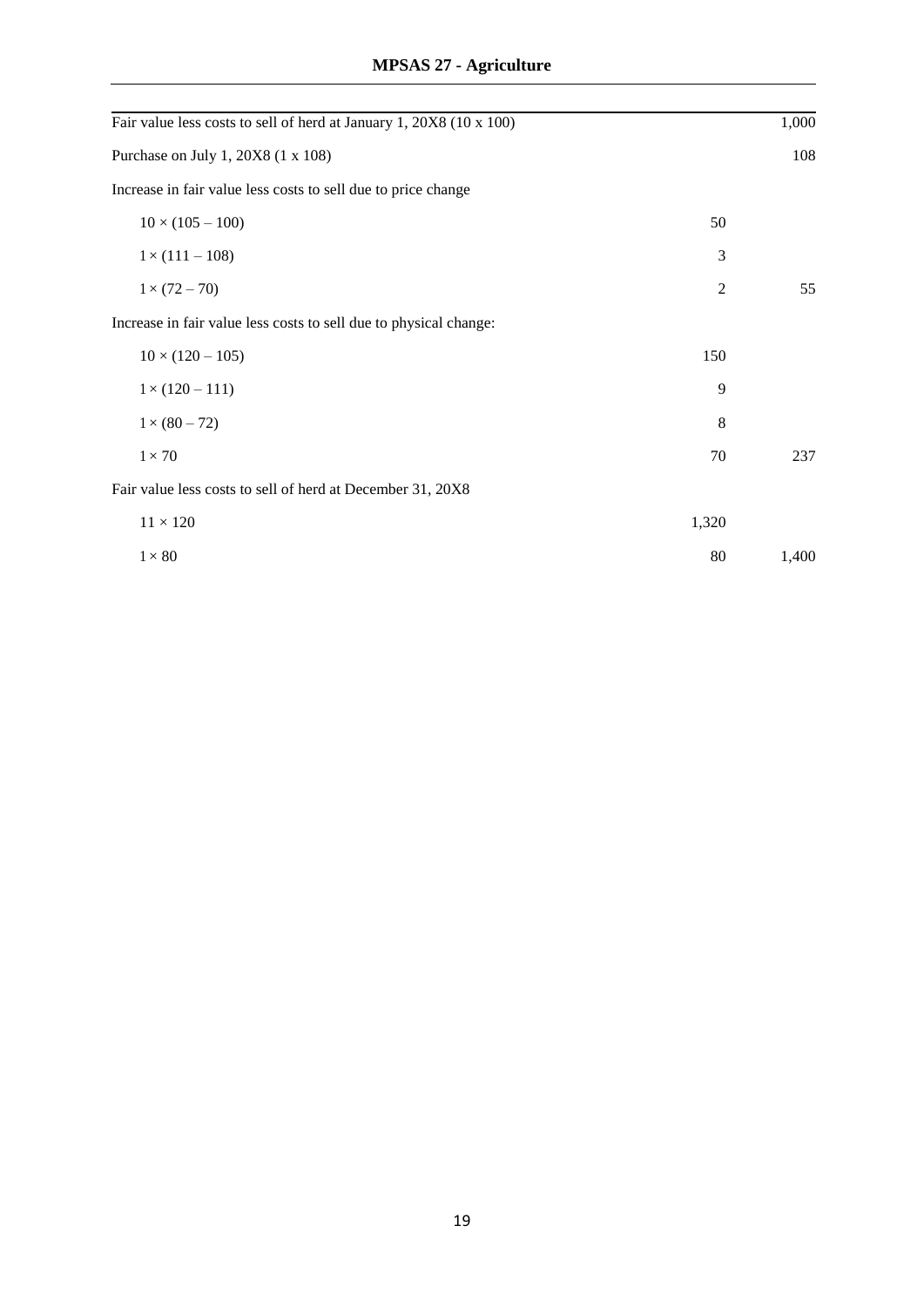| Fair value less costs to sell of herd at January 1, 20X8 (10 x 100) | | 1,000 |
|---|---|---|
| Purchase on July 1, 20X8 (1 x 108) | | 108 |
| Increase in fair value less costs to sell due to price change | | |
| $10 \times (105 - 100)$ | 50 | |
| $1 \times (111 - 108)$ | 3 | |
| $1 \times (72 - 70)$ | 2 | 55 |
| Increase in fair value less costs to sell due to physical change: | | |
| $10 \times (120 - 105)$ | 150 | |
| $1 \times (120 - 111)$ | 9 | |
| $1 \times (80 - 72)$ | 8 | |
| $1 \times 70$ | 70 | 237 |
| Fair value less costs to sell of herd at December 31, 20X8 | | |
| $11 \times 120$ | 1,320 | |
| $1 \times 80$ | 80 | 1,400 |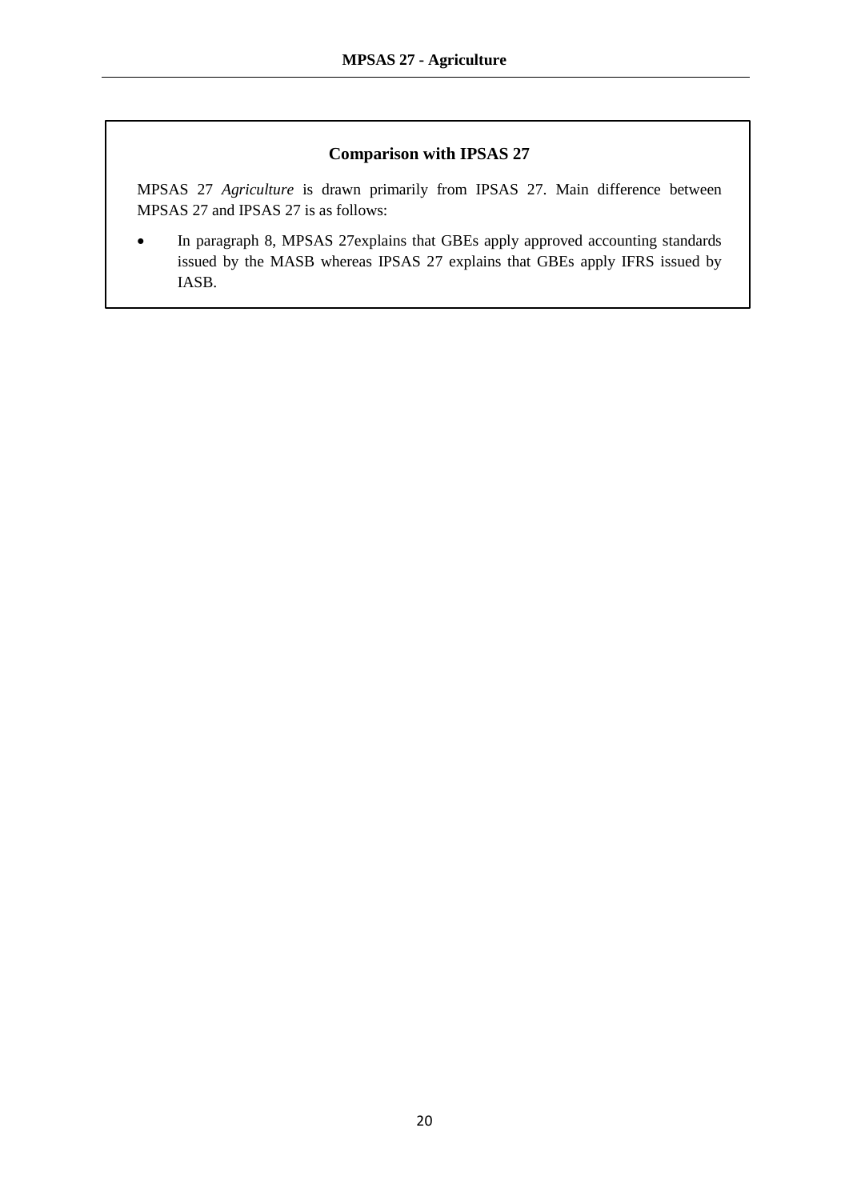## Comparison with IPSAS 27

MPSAS 27 *Agriculture* is drawn primarily from IPSAS 27. Main difference between MPSAS 27 and IPSAS 27 is as follows:

- In paragraph 8, MPSAS 27explains that GBEs apply approved accounting standards issued by the MASB whereas IPSAS 27 explains that GBEs apply IFRS issued by IASB.